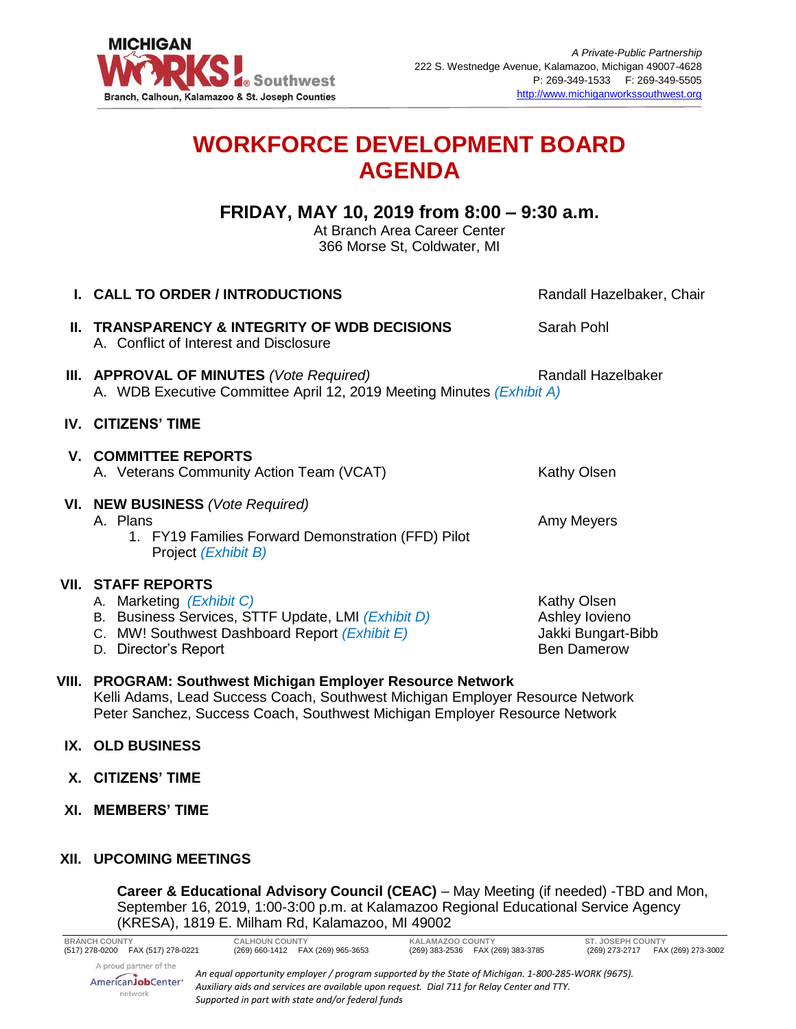MICHIGAN WORKS! Southwest
Branch, Calhoun, Kalamazoo & St. Joseph Counties

*A Private-Public Partnership*
222 S. Westnedge Avenue, Kalamazoo, Michigan 49007-4628
P: 269-349-1533 F: 269-349-5505
http://www.michiganworkssouthwest.org

# WORKFORCE DEVELOPMENT BOARD AGENDA

## FRIDAY, MAY 10, 2019 from 8:00 – 9:30 a.m.

At Branch Area Career Center
366 Morse St, Coldwater, MI

**I. CALL TO ORDER / INTRODUCTIONS** — Randall Hazelbaker, Chair

**II. TRANSPARENCY & INTEGRITY OF WDB DECISIONS** — Sarah Pohl
- A. Conflict of Interest and Disclosure

**III. APPROVAL OF MINUTES** *(Vote Required)* — Randall Hazelbaker
- A. WDB Executive Committee April 12, 2019 Meeting Minutes *(Exhibit A)*

**IV. CITIZENS' TIME**

**V. COMMITTEE REPORTS**
- A. Veterans Community Action Team (VCAT) — Kathy Olsen

**VI. NEW BUSINESS** *(Vote Required)*
- A. Plans — Amy Meyers
  1. FY19 Families Forward Demonstration (FFD) Pilot Project *(Exhibit B)*

**VII. STAFF REPORTS**
- A. Marketing *(Exhibit C)* — Kathy Olsen
- B. Business Services, STTF Update, LMI *(Exhibit D)* — Ashley Iovieno
- C. MW! Southwest Dashboard Report *(Exhibit E)* — Jakki Bungart-Bibb
- D. Director's Report — Ben Damerow

**VIII. PROGRAM: Southwest Michigan Employer Resource Network**
Kelli Adams, Lead Success Coach, Southwest Michigan Employer Resource Network
Peter Sanchez, Success Coach, Southwest Michigan Employer Resource Network

**IX. OLD BUSINESS**

**X. CITIZENS' TIME**

**XI. MEMBERS' TIME**

**XII. UPCOMING MEETINGS**

**Career & Educational Advisory Council (CEAC)** – May Meeting (if needed) -TBD and Mon, September 16, 2019, 1:00-3:00 p.m. at Kalamazoo Regional Educational Service Agency (KRESA), 1819 E. Milham Rd, Kalamazoo, MI 49002

| BRANCH COUNTY | CALHOUN COUNTY | KALAMAZOO COUNTY | ST. JOSEPH COUNTY |
| --- | --- | --- | --- |
| (517) 278-0200 FAX (517) 278-0221 | (269) 660-1412 FAX (269) 965-3653 | (269) 383-2536 FAX (269) 383-3785 | (269) 273-2717 FAX (269) 273-3002 |

A proud partner of the AmericanJobCenter network

*An equal opportunity employer / program supported by the State of Michigan. 1-800-285-WORK (9675). Auxiliary aids and services are available upon request. Dial 711 for Relay Center and TTY. Supported in part with state and/or federal funds*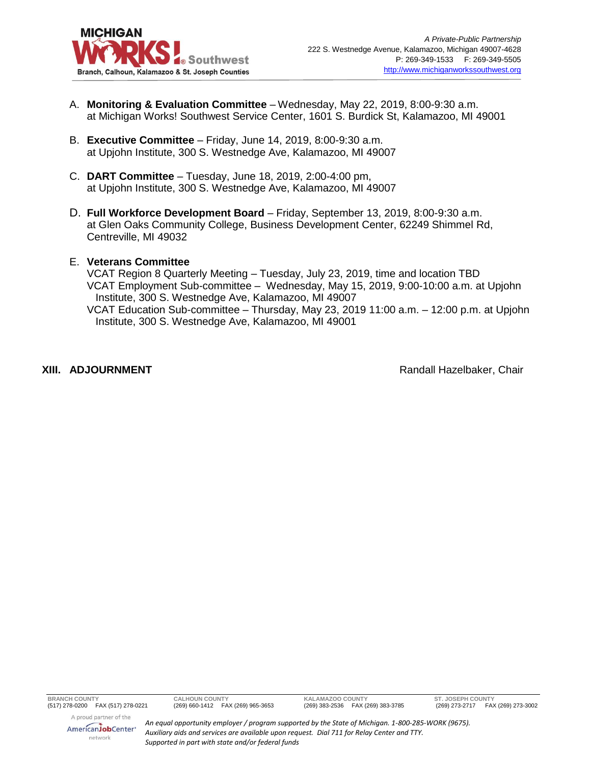A. **Monitoring & Evaluation Committee** – Wednesday, May 22, 2019, 8:00-9:30 a.m. at Michigan Works! Southwest Service Center, 1601 S. Burdick St, Kalamazoo, MI 49001

B. **Executive Committee** – Friday, June 14, 2019, 8:00-9:30 a.m. at Upjohn Institute, 300 S. Westnedge Ave, Kalamazoo, MI 49007

C. **DART Committee** – Tuesday, June 18, 2019, 2:00-4:00 pm, at Upjohn Institute, 300 S. Westnedge Ave, Kalamazoo, MI 49007

D. **Full Workforce Development Board** – Friday, September 13, 2019, 8:00-9:30 a.m. at Glen Oaks Community College, Business Development Center, 62249 Shimmel Rd, Centreville, MI 49032

E. **Veterans Committee**
VCAT Region 8 Quarterly Meeting – Tuesday, July 23, 2019, time and location TBD
VCAT Employment Sub-committee – Wednesday, May 15, 2019, 9:00-10:00 a.m. at Upjohn Institute, 300 S. Westnedge Ave, Kalamazoo, MI 49007
VCAT Education Sub-committee – Thursday, May 23, 2019 11:00 a.m. – 12:00 p.m. at Upjohn Institute, 300 S. Westnedge Ave, Kalamazoo, MI 49001

**XIII. ADJOURNMENT** Randall Hazelbaker, Chair